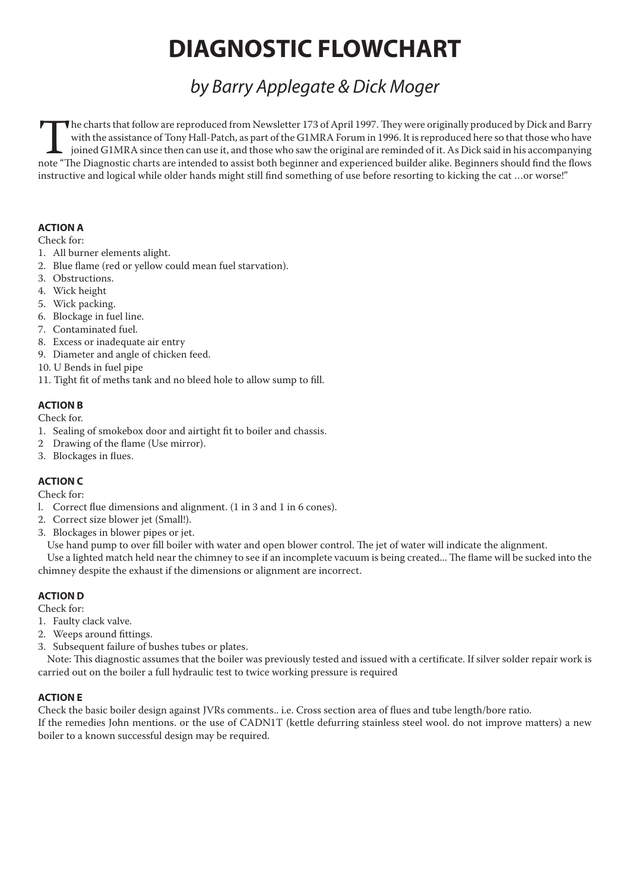# DIAGNOSTIC FLOWCHART

## *by Barry Applegate & Dick Moger*

The charts that follow are reproduced from Newsletter 173 of April 1997. They were originally produced by Dick and Barry with the assistance of Tony Hall-Patch, as part of the G1MRA Forum in 1996. It is reproduced here so that those who have joined G1MRA since then can use it, and those who saw the original are reminded of it. As Dick said in his accompanying note "The Diagnostic charts are intended to assist both beginner and experienced builder alike. Beginners should find the flows instructive and logical while older hands might still find something of use before resorting to kicking the cat …or worse!"

**ACTION A**

Check for:

1. All burner elements alight.
2. Blue flame (red or yellow could mean fuel starvation).
3. Obstructions.
4. Wick height
5. Wick packing.
6. Blockage in fuel line.
7. Contaminated fuel.
8. Excess or inadequate air entry
9. Diameter and angle of chicken feed.
10. U Bends in fuel pipe
11. Tight fit of meths tank and no bleed hole to allow sump to fill.

**ACTION B**

Check for.

1. Sealing of smokebox door and airtight fit to boiler and chassis.
2 Drawing of the flame (Use mirror).
3. Blockages in flues.

**ACTION C**

Check for:

l. Correct flue dimensions and alignment. (1 in 3 and 1 in 6 cones).
2. Correct size blower jet (Small!).
3. Blockages in blower pipes or jet.

Use hand pump to over fill boiler with water and open blower control. The jet of water will indicate the alignment.

Use a lighted match held near the chimney to see if an incomplete vacuum is being created... The flame will be sucked into the chimney despite the exhaust if the dimensions or alignment are incorrect.

**ACTION D**

Check for:

1. Faulty clack valve.
2. Weeps around fittings.
3. Subsequent failure of bushes tubes or plates.

Note: This diagnostic assumes that the boiler was previously tested and issued with a certificate. If silver solder repair work is carried out on the boiler a full hydraulic test to twice working pressure is required

**ACTION E**

Check the basic boiler design against JVRs comments.. i.e. Cross section area of flues and tube length/bore ratio.
If the remedies John mentions. or the use of CADN1T (kettle defurring stainless steel wool. do not improve matters) a new boiler to a known successful design may be required.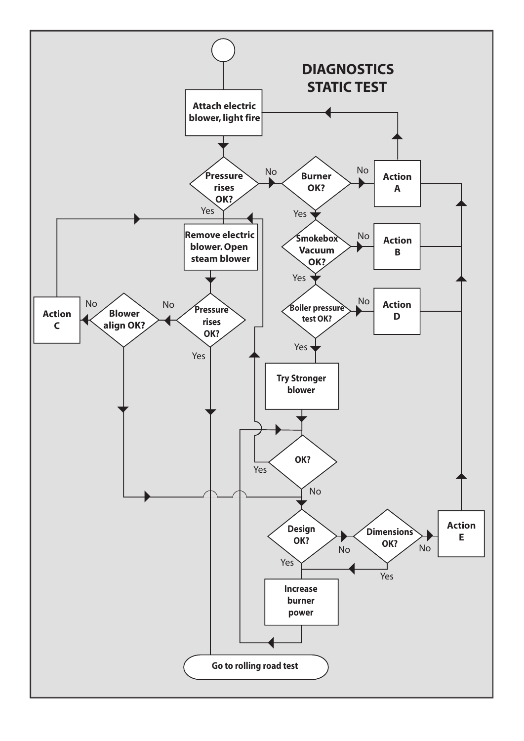# DIAGNOSTICS STATIC TEST

Attach electric blower, light fire

Pressure rises OK?

No

Burner OK?

No

Action A

Yes

Yes

Remove electric blower. Open steam blower

Smokebox Vacuum OK?

No

Action B

Yes

No

No

Action C

Blower align OK?

Pressure rises OK?

Boiler pressure test OK?

No

Action D

Yes

Yes

Try Stronger blower

OK?

Yes

No

Design OK?

Dimensions OK?

No

No

Action E

Yes

Yes

Increase burner power

Go to rolling road test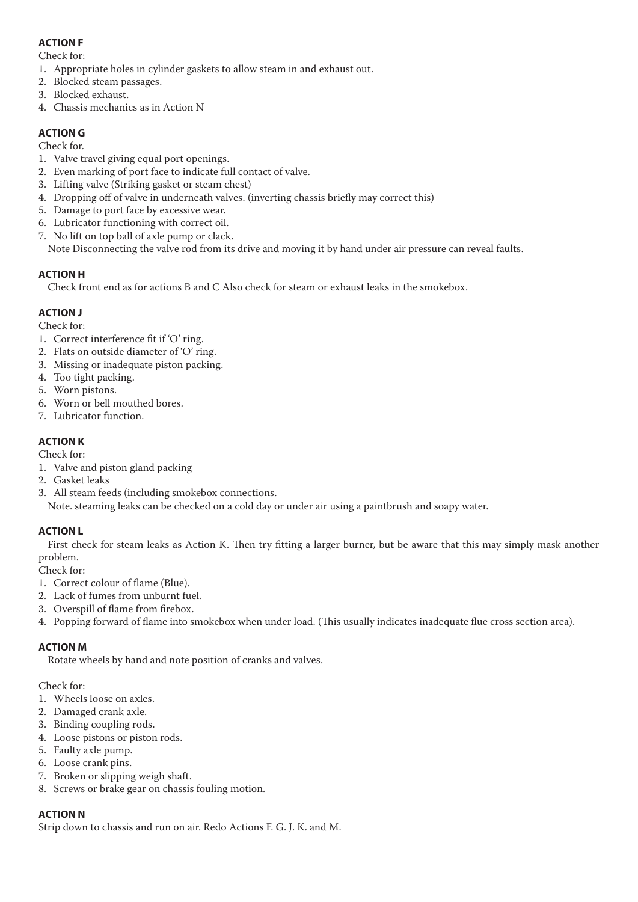### ACTION F

Check for:

1. Appropriate holes in cylinder gaskets to allow steam in and exhaust out.
2. Blocked steam passages.
3. Blocked exhaust.
4. Chassis mechanics as in Action N

### ACTION G

Check for.

1. Valve travel giving equal port openings.
2. Even marking of port face to indicate full contact of valve.
3. Lifting valve (Striking gasket or steam chest)
4. Dropping off of valve in underneath valves. (inverting chassis briefly may correct this)
5. Damage to port face by excessive wear.
6. Lubricator functioning with correct oil.
7. No lift on top ball of axle pump or clack.

Note Disconnecting the valve rod from its drive and moving it by hand under air pressure can reveal faults.

### ACTION H

Check front end as for actions B and C Also check for steam or exhaust leaks in the smokebox.

### ACTION J

Check for:

1. Correct interference fit if 'O' ring.
2. Flats on outside diameter of 'O' ring.
3. Missing or inadequate piston packing.
4. Too tight packing.
5. Worn pistons.
6. Worn or bell mouthed bores.
7. Lubricator function.

### ACTION K

Check for:

1. Valve and piston gland packing
2. Gasket leaks
3. All steam feeds (including smokebox connections.

Note. steaming leaks can be checked on a cold day or under air using a paintbrush and soapy water.

### ACTION L

First check for steam leaks as Action K. Then try fitting a larger burner, but be aware that this may simply mask another problem.

Check for:

1. Correct colour of flame (Blue).
2. Lack of fumes from unburnt fuel.
3. Overspill of flame from firebox.
4. Popping forward of flame into smokebox when under load. (This usually indicates inadequate flue cross section area).

### ACTION M

Rotate wheels by hand and note position of cranks and valves.

Check for:

1. Wheels loose on axles.
2. Damaged crank axle.
3. Binding coupling rods.
4. Loose pistons or piston rods.
5. Faulty axle pump.
6. Loose crank pins.
7. Broken or slipping weigh shaft.
8. Screws or brake gear on chassis fouling motion.

### ACTION N

Strip down to chassis and run on air. Redo Actions F. G. J. K. and M.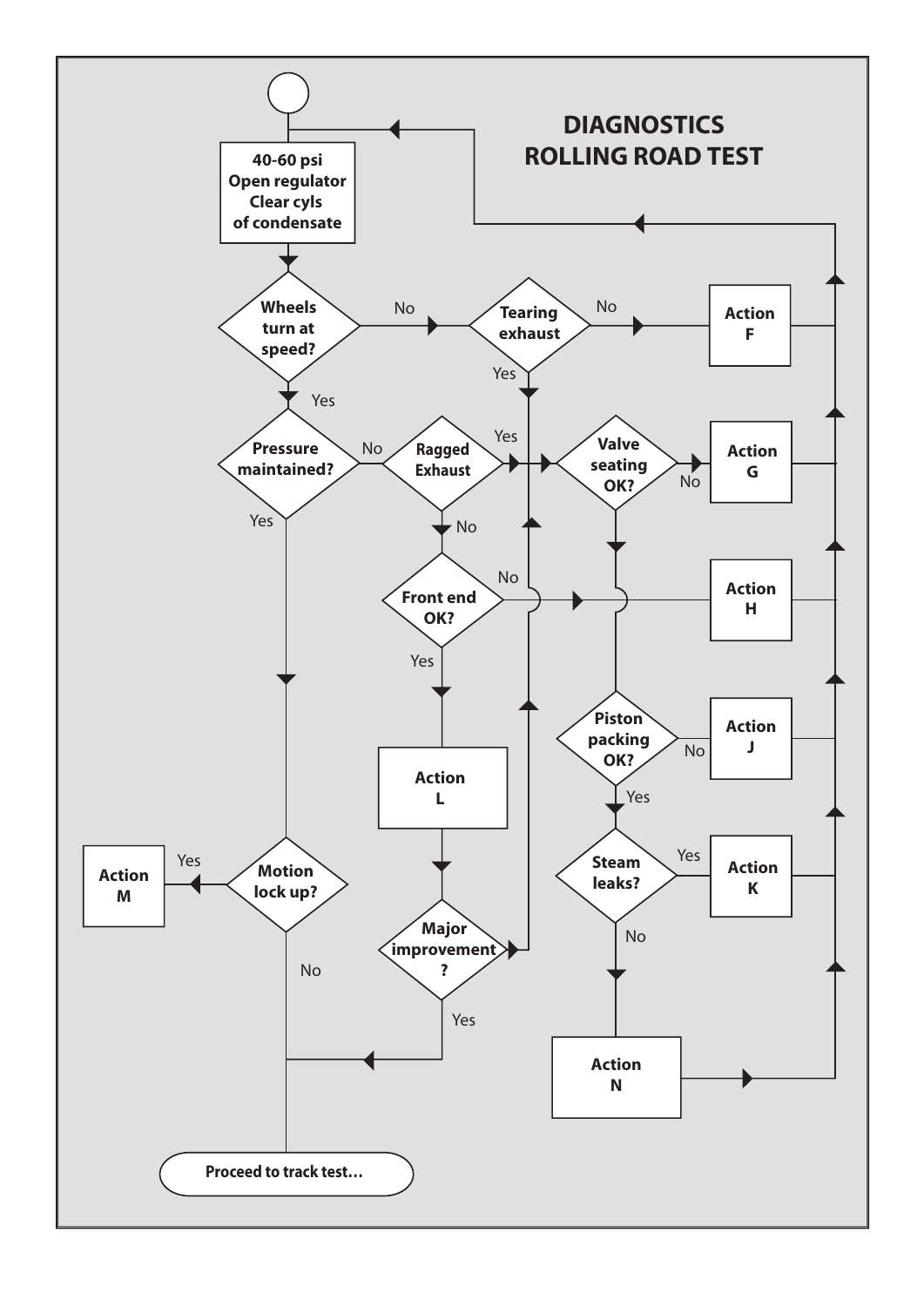# DIAGNOSTICS
# ROLLING ROAD TEST

40-60 psi
Open regulator
Clear cyls
of condensate

Wheels turn at speed?

No

Tearing exhaust

No

Action F

Yes

Yes

Pressure maintained?

No

Ragged Exhaust

Yes

Valve seating OK?

No

Action G

Yes

No

Front end OK?

No

Action H

Yes

Action L

Piston packing OK?

No

Action J

Yes

Steam leaks?

Yes

Action K

No

Action N

Yes

Action M

Motion lock up?

Major improvement ?

Yes

No

Proceed to track test…